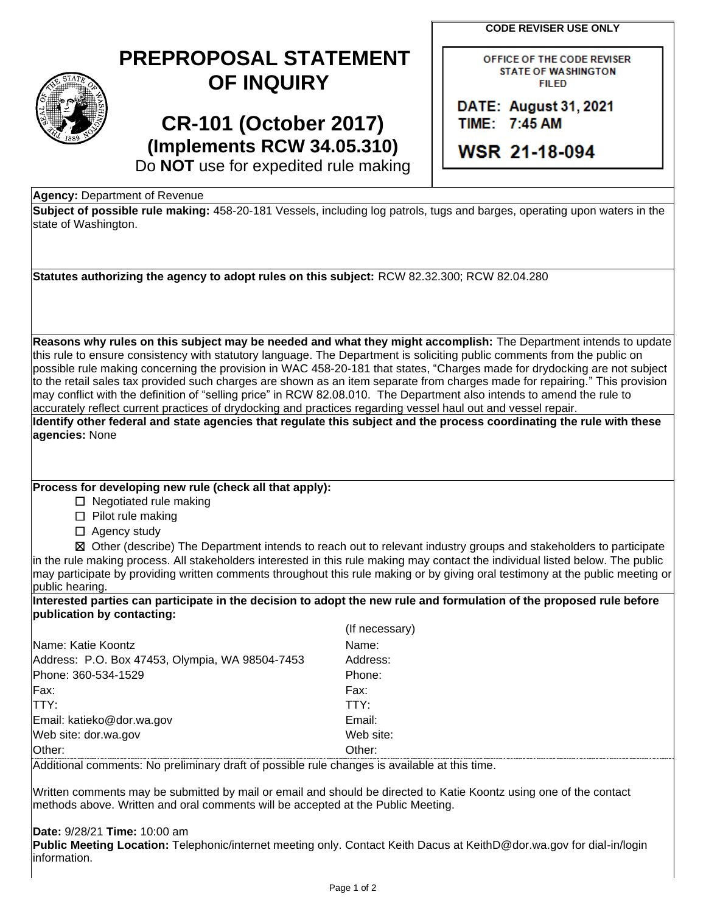**CODE REVISER USE ONLY**

OFFICE OF THE CODE REVISER
STATE OF WASHINGTON
FILED

DATE: August 31, 2021
TIME: 7:45 AM

WSR 21-18-094

# PREPROPOSAL STATEMENT OF INQUIRY

## CR-101 (October 2017)
### (Implements RCW 34.05.310)

Do **NOT** use for expedited rule making

**Agency:** Department of Revenue

**Subject of possible rule making:** 458-20-181 Vessels, including log patrols, tugs and barges, operating upon waters in the state of Washington.

**Statutes authorizing the agency to adopt rules on this subject:** RCW 82.32.300; RCW 82.04.280

**Reasons why rules on this subject may be needed and what they might accomplish:** The Department intends to update this rule to ensure consistency with statutory language. The Department is soliciting public comments from the public on possible rule making concerning the provision in WAC 458-20-181 that states, "Charges made for drydocking are not subject to the retail sales tax provided such charges are shown as an item separate from charges made for repairing." This provision may conflict with the definition of "selling price" in RCW 82.08.010. The Department also intends to amend the rule to accurately reflect current practices of drydocking and practices regarding vessel haul out and vessel repair.

**Identify other federal and state agencies that regulate this subject and the process coordinating the rule with these agencies:** None

**Process for developing new rule (check all that apply):**

- ☐ Negotiated rule making
- ☐ Pilot rule making
- ☐ Agency study
- ☒ Other (describe) The Department intends to reach out to relevant industry groups and stakeholders to participate in the rule making process. All stakeholders interested in this rule making may contact the individual listed below. The public may participate by providing written comments throughout this rule making or by giving oral testimony at the public meeting or public hearing.

**Interested parties can participate in the decision to adopt the new rule and formulation of the proposed rule before publication by contacting:**

| | (If necessary) |
|---|---|
| Name: Katie Koontz | Name: |
| Address: P.O. Box 47453, Olympia, WA 98504-7453 | Address: |
| Phone: 360-534-1529 | Phone: |
| Fax: | Fax: |
| TTY: | TTY: |
| Email: katieko@dor.wa.gov | Email: |
| Web site: dor.wa.gov | Web site: |
| Other: | Other: |

Additional comments: No preliminary draft of possible rule changes is available at this time.

Written comments may be submitted by mail or email and should be directed to Katie Koontz using one of the contact methods above. Written and oral comments will be accepted at the Public Meeting.

**Date:** 9/28/21 **Time:** 10:00 am

**Public Meeting Location:** Telephonic/internet meeting only. Contact Keith Dacus at KeithD@dor.wa.gov for dial-in/login information.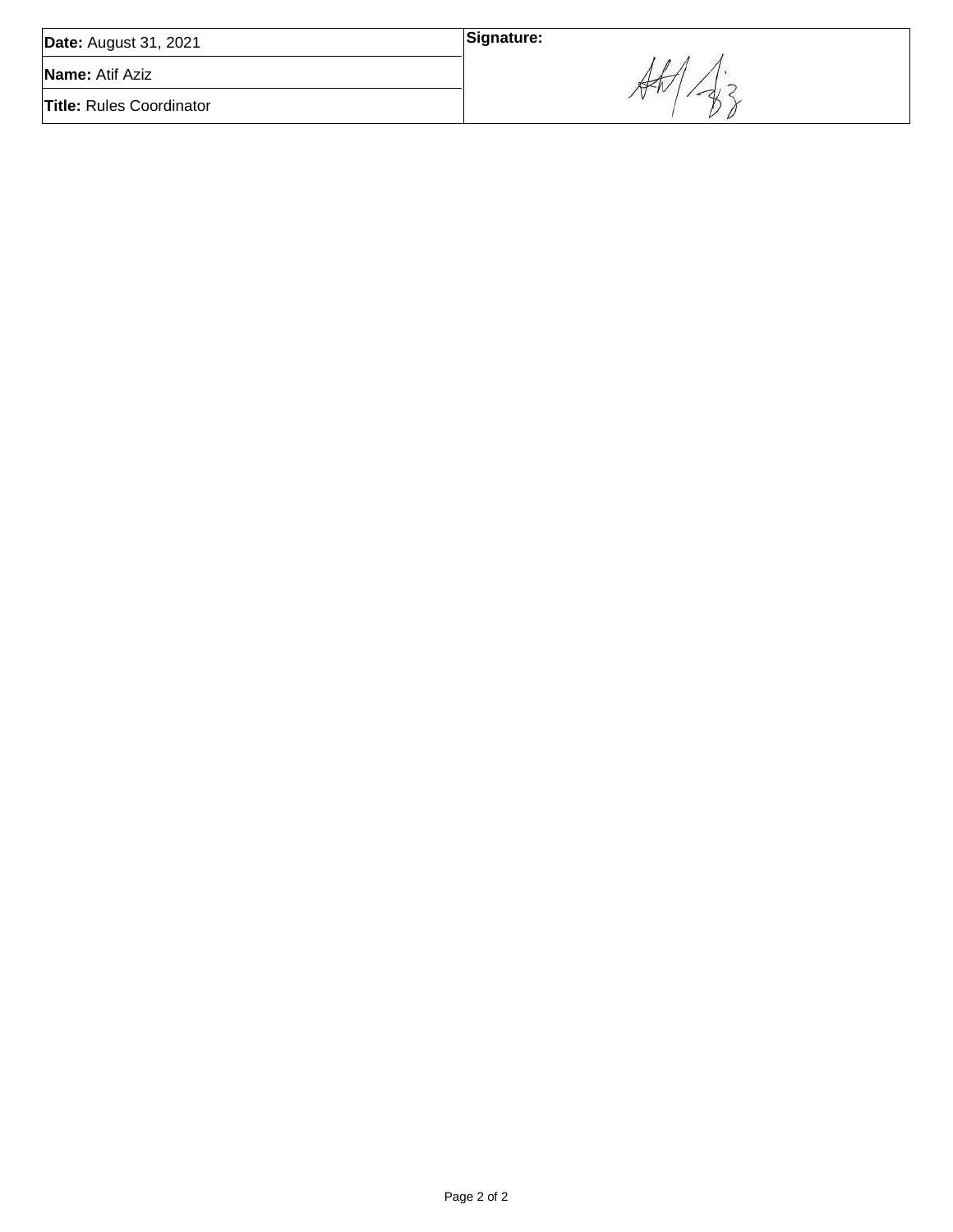| | |
|---|---|
| **Date:** August 31, 2021 | **Signature:** |
| **Name:** Atif Aziz | |
| **Title:** Rules Coordinator | |